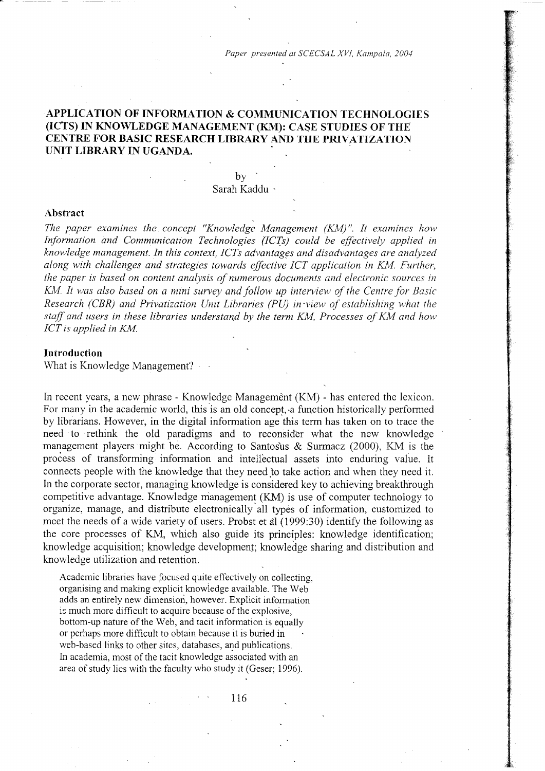# APPLICATION OF INFORMATION & COMMUNICATION TECHNOLOGIES (ICTS) IN KNOWLEDGE MANAGEMENT (KM): CASE STUDIES OF THE CENTRE FOR BASIC RESEARCH LIBRARY AND THE PRIVATIZATION UNIT LIBRARY IN UGANDA.

by

Sarah Kaddu

## Abstract

*The paper examines the concept "Knowledge Management (KM)". It examines how Information and Communication Technologies (ICTs) could be effectively applied in knowledge management. In this context, ICTs advantages and disadvantages are analyzed along with challenges and strategies towards effective ICT application in KM. Further, the paper is based on content analysis of numerous documents and electronic sources in KM. It was also based on a mini survey and follow up interview of the Centre for Basic Research (CBR) and Privatization Unit Libraries (PU) in view of establishing what the staff and users in these libraries understand by the term KM, Processes of KM and how ICT is applied in KM.*

## Introduction

What is Knowledge Management?

In recent years, a new phrase - Knowledge Management (KM) - has entered the lexicon. For many in the academic world, this is an old concept, a function historically performed by librarians. However, in the digital information age this term has taken on to trace the need to rethink the old paradigms and to reconsider what the new knowledge management players might be. According to Santosus & Surmacz (2000), KM is the process of transforming information and intellectual assets into enduring value. It connects people with the knowledge that they need to take action and when they need it. In the corporate sector, managing knowledge is considered key to achieving breakthrough competitive advantage. Knowledge management (KM) is use of computer technology to organize, manage, and distribute electronically all types of information, customized to meet the needs of a wide variety of users. Probst et al (1999:30) identify the following as the core processes of KM, which also guide its principles: knowledge identification; knowledge acquisition; knowledge development; knowledge sharing and distribution and knowledge utilization and retention.

> Academic libraries have focused quite effectively on collecting, organising and making explicit knowledge available. The Web adds an entirely new dimension, however. Explicit information is much more difficult to acquire because of the explosive, bottom-up nature of the Web, and tacit information is equally or perhaps more difficult to obtain because it is buried in web-based links to other sites, databases, and publications. In academia, most of the tacit knowledge associated with an area of study lies with the faculty who study it (Geser; 1996).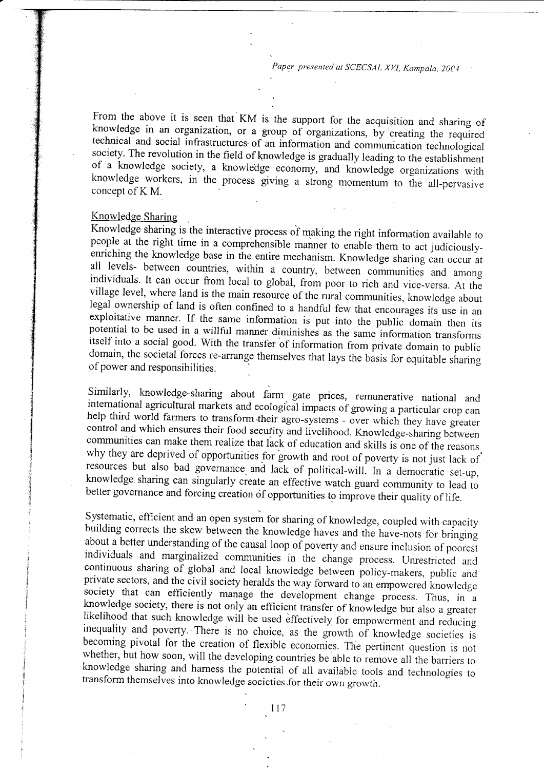From the above it is seen that KM is the support for the acquisition and sharing of knowledge in an organization, or a group of organizations, by creating the required technical and social infrastructures of an information and communication technological society. The revolution in the field of knowledge is gradually leading to the establishment of a knowledge society, a knowledge economy, and knowledge organizations with knowledge workers, in the process giving a strong momentum to the all-pervasive concept of K M.

## Knowledge Sharing

Knowledge sharing is the interactive process of making the right information available to people at the right time in a comprehensible manner to enable them to act judiciously-enriching the knowledge base in the entire mechanism. Knowledge sharing can occur at all levels- between countries, within a country, between communities and among individuals. It can occur from local to global, from poor to rich and vice-versa. At the village level, where land is the main resource of the rural communities, knowledge about legal ownership of land is often confined to a handful few that encourages its use in an exploitative manner. If the same information is put into the public domain then its potential to be used in a willful manner diminishes as the same information transforms itself into a social good. With the transfer of information from private domain to public domain, the societal forces re-arrange themselves that lays the basis for equitable sharing of power and responsibilities.

Similarly, knowledge-sharing about farm gate prices, remunerative national and international agricultural markets and ecological impacts of growing a particular crop can help third world farmers to transform their agro-systems - over which they have greater control and which ensures their food security and livelihood. Knowledge-sharing between communities can make them realize that lack of education and skills is one of the reasons why they are deprived of opportunities for growth and root of poverty is not just lack of resources but also bad governance and lack of political-will. In a democratic set-up, knowledge sharing can singularly create an effective watch guard community to lead to better governance and forcing creation of opportunities to improve their quality of life.

Systematic, efficient and an open system for sharing of knowledge, coupled with capacity building corrects the skew between the knowledge haves and the have-nots for bringing about a better understanding of the causal loop of poverty and ensure inclusion of poorest individuals and marginalized communities in the change process. Unrestricted and continuous sharing of global and local knowledge between policy-makers, public and private sectors, and the civil society heralds the way forward to an empowered knowledge society that can efficiently manage the development change process. Thus, in a knowledge society, there is not only an efficient transfer of knowledge but also a greater likelihood that such knowledge will be used effectively for empowerment and reducing inequality and poverty. There is no choice, as the growth of knowledge societies is becoming pivotal for the creation of flexible economies. The pertinent question is not whether, but how soon, will the developing countries be able to remove all the barriers to knowledge sharing and harness the potential of all available tools and technologies to transform themselves into knowledge societies for their own growth.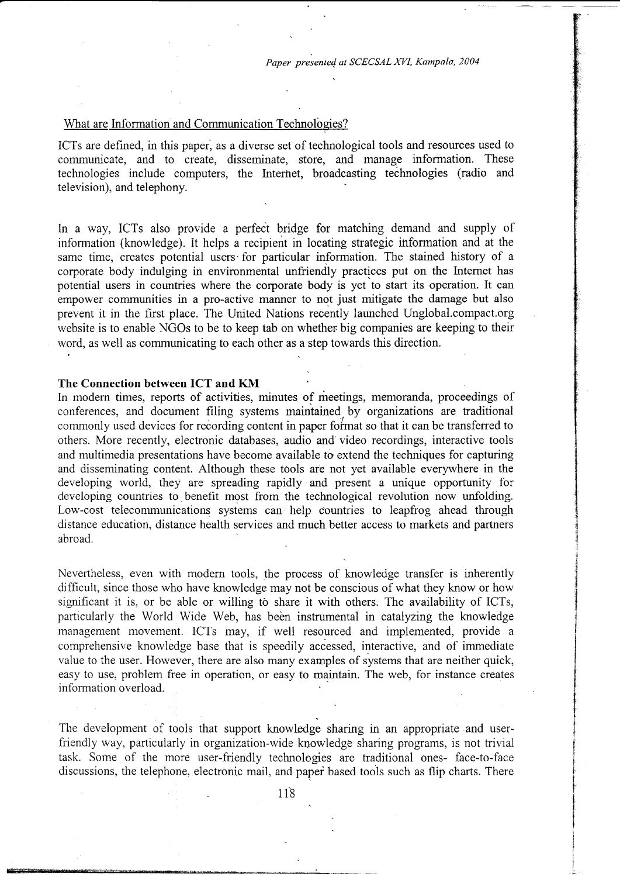What are Information and Communication Technologies?

ICTs are defined, in this paper, as a diverse set of technological tools and resources used to communicate, and to create, disseminate, store, and manage information. These technologies include computers, the Internet, broadcasting technologies (radio and television), and telephony.

In a way, ICTs also provide a perfect bridge for matching demand and supply of information (knowledge). It helps a recipient in locating strategic information and at the same time, creates potential users for particular information. The stained history of a corporate body indulging in environmental unfriendly practices put on the Internet has potential users in countries where the corporate body is yet to start its operation. It can empower communities in a pro-active manner to not just mitigate the damage but also prevent it in the first place. The United Nations recently launched Unglobal.compact.org website is to enable NGOs to be to keep tab on whether big companies are keeping to their word, as well as communicating to each other as a step towards this direction.

**The Connection between ICT and KM**

In modern times, reports of activities, minutes of meetings, memoranda, proceedings of conferences, and document filing systems maintained by organizations are traditional commonly used devices for recording content in paper format so that it can be transferred to others. More recently, electronic databases, audio and video recordings, interactive tools and multimedia presentations have become available to extend the techniques for capturing and disseminating content. Although these tools are not yet available everywhere in the developing world, they are spreading rapidly and present a unique opportunity for developing countries to benefit most from the technological revolution now unfolding. Low-cost telecommunications systems can help countries to leapfrog ahead through distance education, distance health services and much better access to markets and partners abroad.

Nevertheless, even with modern tools, the process of knowledge transfer is inherently difficult, since those who have knowledge may not be conscious of what they know or how significant it is, or be able or willing to share it with others. The availability of ICTs, particularly the World Wide Web, has been instrumental in catalyzing the knowledge management movement. ICTs may, if well resourced and implemented, provide a comprehensive knowledge base that is speedily accessed, interactive, and of immediate value to the user. However, there are also many examples of systems that are neither quick, easy to use, problem free in operation, or easy to maintain. The web, for instance creates information overload.

The development of tools that support knowledge sharing in an appropriate and user-friendly way, particularly in organization-wide knowledge sharing programs, is not trivial task. Some of the more user-friendly technologies are traditional ones- face-to-face discussions, the telephone, electronic mail, and paper based tools such as flip charts. There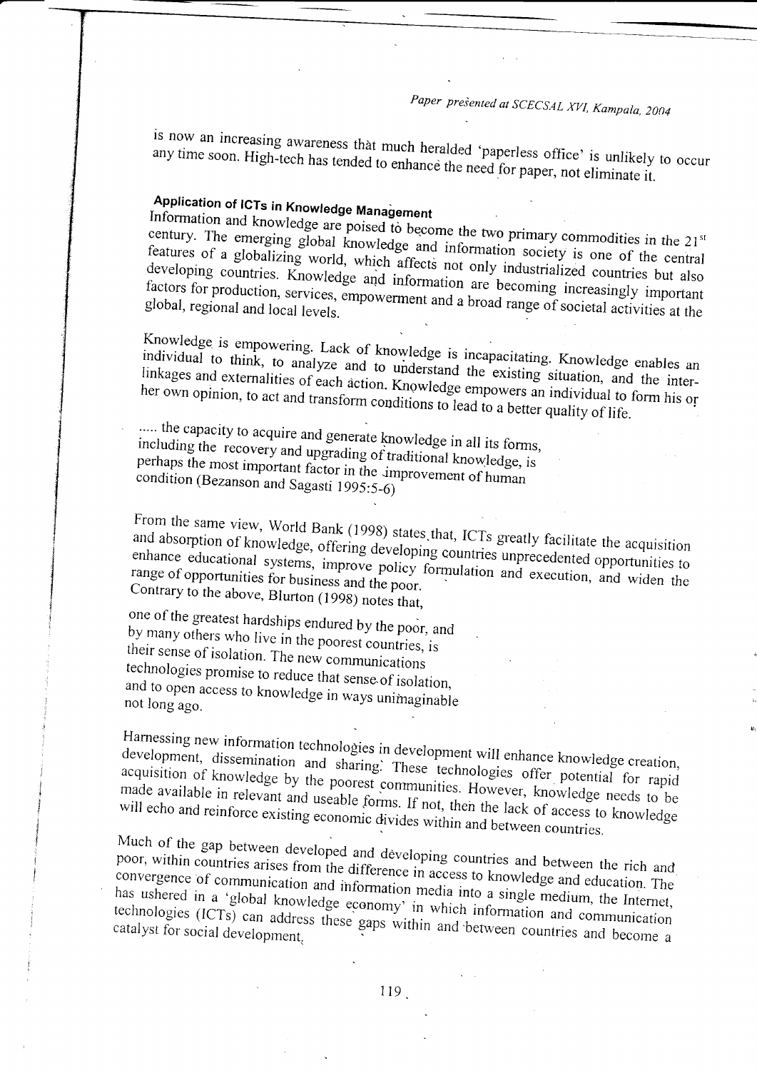is now an increasing awareness that much heralded 'paperless office' is unlikely to occur any time soon. High-tech has tended to enhance the need for paper, not eliminate it.

## Application of ICTs in Knowledge Management

Information and knowledge are poised to become the two primary commodities in the 21st century. The emerging global knowledge and information society is one of the central features of a globalizing world, which affects not only industrialized countries but also developing countries. Knowledge and information are becoming increasingly important factors for production, services, empowerment and a broad range of societal activities at the global, regional and local levels.

Knowledge is empowering. Lack of knowledge is incapacitating. Knowledge enables an individual to think, to analyze and to understand the existing situation, and the inter-linkages and externalities of each action. Knowledge empowers an individual to form his or her own opinion, to act and transform conditions to lead to a better quality of life.

> ..... the capacity to acquire and generate knowledge in all its forms, including the recovery and upgrading of traditional knowledge, is perhaps the most important factor in the improvement of human condition (Bezanson and Sagasti 1995:5-6)

From the same view, World Bank (1998) states that, ICTs greatly facilitate the acquisition and absorption of knowledge, offering developing countries unprecedented opportunities to enhance educational systems, improve policy formulation and execution, and widen the range of opportunities for business and the poor.

Contrary to the above, Blurton (1998) notes that,

> one of the greatest hardships endured by the poor, and by many others who live in the poorest countries, is their sense of isolation. The new communications technologies promise to reduce that sense of isolation, and to open access to knowledge in ways unimaginable not long ago.

Harnessing new information technologies in development will enhance knowledge creation, development, dissemination and sharing. These technologies offer potential for rapid acquisition of knowledge by the poorest communities. However, knowledge needs to be made available in relevant and useable forms. If not, then the lack of access to knowledge will echo and reinforce existing economic divides within and between countries.

Much of the gap between developed and developing countries and between the rich and poor, within countries arises from the difference in access to knowledge and education. The convergence of communication and information media into a single medium, the Internet, has ushered in a 'global knowledge economy' in which information and communication technologies (ICTs) can address these gaps within and between countries and become a catalyst for social development.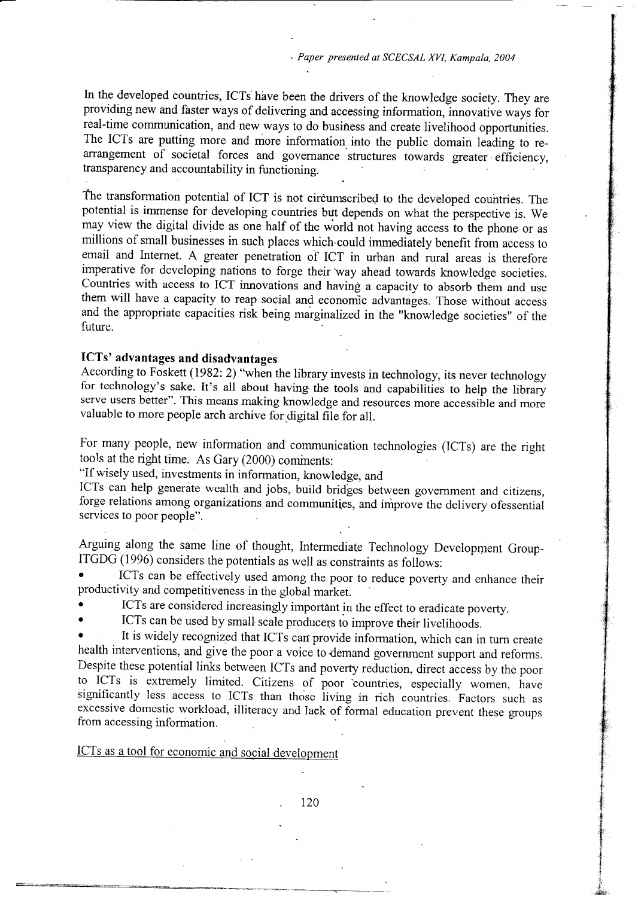In the developed countries, ICTs have been the drivers of the knowledge society. They are providing new and faster ways of delivering and accessing information, innovative ways for real-time communication, and new ways to do business and create livelihood opportunities. The ICTs are putting more and more information into the public domain leading to re-arrangement of societal forces and governance structures towards greater efficiency, transparency and accountability in functioning.

The transformation potential of ICT is not circumscribed to the developed countries. The potential is immense for developing countries but depends on what the perspective is. We may view the digital divide as one half of the world not having access to the phone or as millions of small businesses in such places which could immediately benefit from access to email and Internet. A greater penetration of ICT in urban and rural areas is therefore imperative for developing nations to forge their way ahead towards knowledge societies. Countries with access to ICT innovations and having a capacity to absorb them and use them will have a capacity to reap social and economic advantages. Those without access and the appropriate capacities risk being marginalized in the "knowledge societies" of the future.

## ICTs' advantages and disadvantages

According to Foskett (1982: 2) "when the library invests in technology, its never technology for technology's sake. It's all about having the tools and capabilities to help the library serve users better". This means making knowledge and resources more accessible and more valuable to more people arch archive for digital file for all.

For many people, new information and communication technologies (ICTs) are the right tools at the right time. As Gary (2000) comments:

"If wisely used, investments in information, knowledge, and ICTs can help generate wealth and jobs, build bridges between government and citizens, forge relations among organizations and communities, and improve the delivery ofessential services to poor people".

Arguing along the same line of thought, Intermediate Technology Development Group-ITGDG (1996) considers the potentials as well as constraints as follows:

- ICTs can be effectively used among the poor to reduce poverty and enhance their productivity and competitiveness in the global market.
- ICTs are considered increasingly important in the effect to eradicate poverty.
- ICTs can be used by small scale producers to improve their livelihoods.
- It is widely recognized that ICTs can provide information, which can in turn create health interventions, and give the poor a voice to demand government support and reforms.

Despite these potential links between ICTs and poverty reduction, direct access by the poor to ICTs is extremely limited. Citizens of poor countries, especially women, have significantly less access to ICTs than those living in rich countries. Factors such as excessive domestic workload, illiteracy and lack of formal education prevent these groups from accessing information.

### ICTs as a tool for economic and social development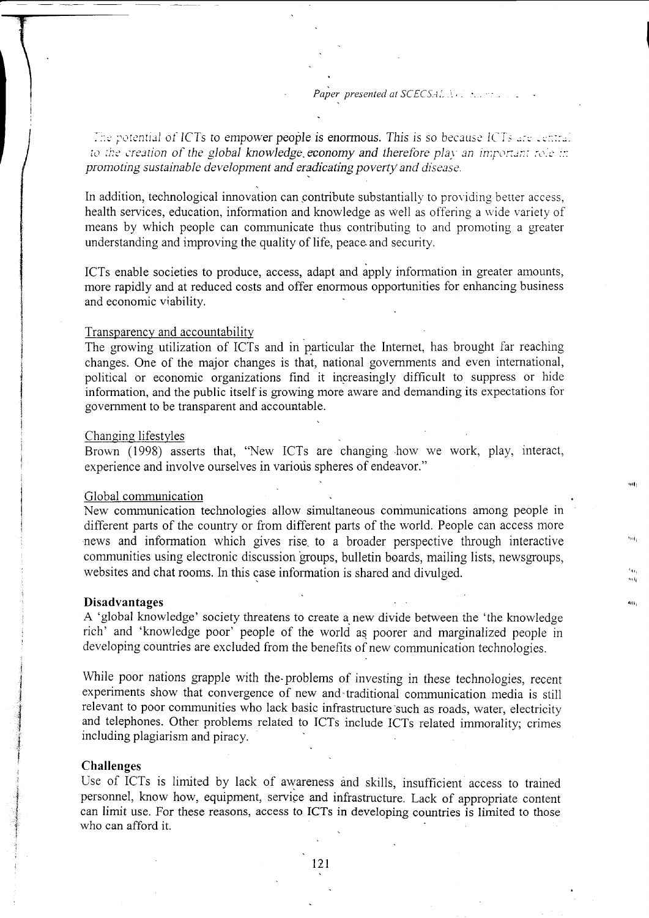*The potential of ICTs to empower people is enormous. This is so because ICTs are central to the creation of the global knowledge economy and therefore play an important role in promoting sustainable development and eradicating poverty and disease.*

In addition, technological innovation can contribute substantially to providing better access, health services, education, information and knowledge as well as offering a wide variety of means by which people can communicate thus contributing to and promoting a greater understanding and improving the quality of life, peace and security.

ICTs enable societies to produce, access, adapt and apply information in greater amounts, more rapidly and at reduced costs and offer enormous opportunities for enhancing business and economic viability.

Transparency and accountability

The growing utilization of ICTs and in particular the Internet, has brought far reaching changes. One of the major changes is that, national governments and even international, political or economic organizations find it increasingly difficult to suppress or hide information, and the public itself is growing more aware and demanding its expectations for government to be transparent and accountable.

Changing lifestyles

Brown (1998) asserts that, "New ICTs are changing how we work, play, interact, experience and involve ourselves in various spheres of endeavor."

Global communication

New communication technologies allow simultaneous communications among people in different parts of the country or from different parts of the world. People can access more news and information which gives rise to a broader perspective through interactive communities using electronic discussion groups, bulletin boards, mailing lists, newsgroups, websites and chat rooms. In this case information is shared and divulged.

**Disadvantages**

A 'global knowledge' society threatens to create a new divide between the 'the knowledge rich' and 'knowledge poor' people of the world as poorer and marginalized people in developing countries are excluded from the benefits of new communication technologies.

While poor nations grapple with the problems of investing in these technologies, recent experiments show that convergence of new and traditional communication media is still relevant to poor communities who lack basic infrastructure such as roads, water, electricity and telephones. Other problems related to ICTs include ICTs related immorality; crimes including plagiarism and piracy.

**Challenges**

Use of ICTs is limited by lack of awareness and skills, insufficient access to trained personnel, know how, equipment, service and infrastructure. Lack of appropriate content can limit use. For these reasons, access to ICTs in developing countries is limited to those who can afford it.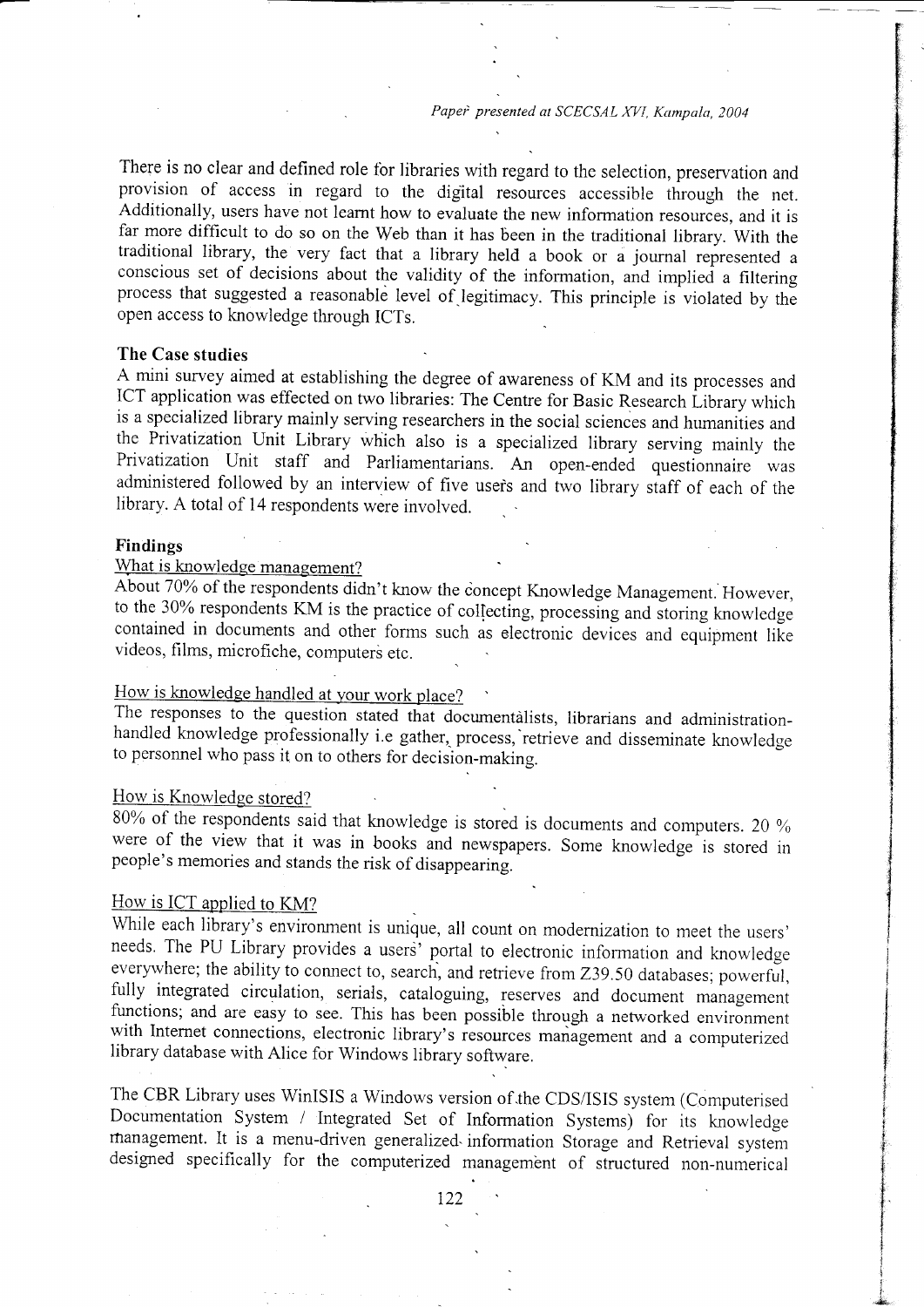There is no clear and defined role for libraries with regard to the selection, preservation and provision of access in regard to the digital resources accessible through the net. Additionally, users have not learnt how to evaluate the new information resources, and it is far more difficult to do so on the Web than it has been in the traditional library. With the traditional library, the very fact that a library held a book or a journal represented a conscious set of decisions about the validity of the information, and implied a filtering process that suggested a reasonable level of legitimacy. This principle is violated by the open access to knowledge through ICTs.

**The Case studies**

A mini survey aimed at establishing the degree of awareness of KM and its processes and ICT application was effected on two libraries: The Centre for Basic Research Library which is a specialized library mainly serving researchers in the social sciences and humanities and the Privatization Unit Library which also is a specialized library serving mainly the Privatization Unit staff and Parliamentarians. An open-ended questionnaire was administered followed by an interview of five users and two library staff of each of the library. A total of 14 respondents were involved.

**Findings**

What is knowledge management?

About 70% of the respondents didn't know the concept Knowledge Management. However, to the 30% respondents KM is the practice of collecting, processing and storing knowledge contained in documents and other forms such as electronic devices and equipment like videos, films, microfiche, computers etc.

How is knowledge handled at your work place?

The responses to the question stated that documentalists, librarians and administration-handled knowledge professionally i.e gather, process, retrieve and disseminate knowledge to personnel who pass it on to others for decision-making.

How is Knowledge stored?

80% of the respondents said that knowledge is stored is documents and computers. 20 % were of the view that it was in books and newspapers. Some knowledge is stored in people's memories and stands the risk of disappearing.

How is ICT applied to KM?

While each library's environment is unique, all count on modernization to meet the users' needs. The PU Library provides a users' portal to electronic information and knowledge everywhere; the ability to connect to, search, and retrieve from Z39.50 databases; powerful, fully integrated circulation, serials, cataloguing, reserves and document management functions; and are easy to see. This has been possible through a networked environment with Internet connections, electronic library's resources management and a computerized library database with Alice for Windows library software.

The CBR Library uses WinISIS a Windows version of the CDS/ISIS system (Computerised Documentation System / Integrated Set of Information Systems) for its knowledge management. It is a menu-driven generalized information Storage and Retrieval system designed specifically for the computerized management of structured non-numerical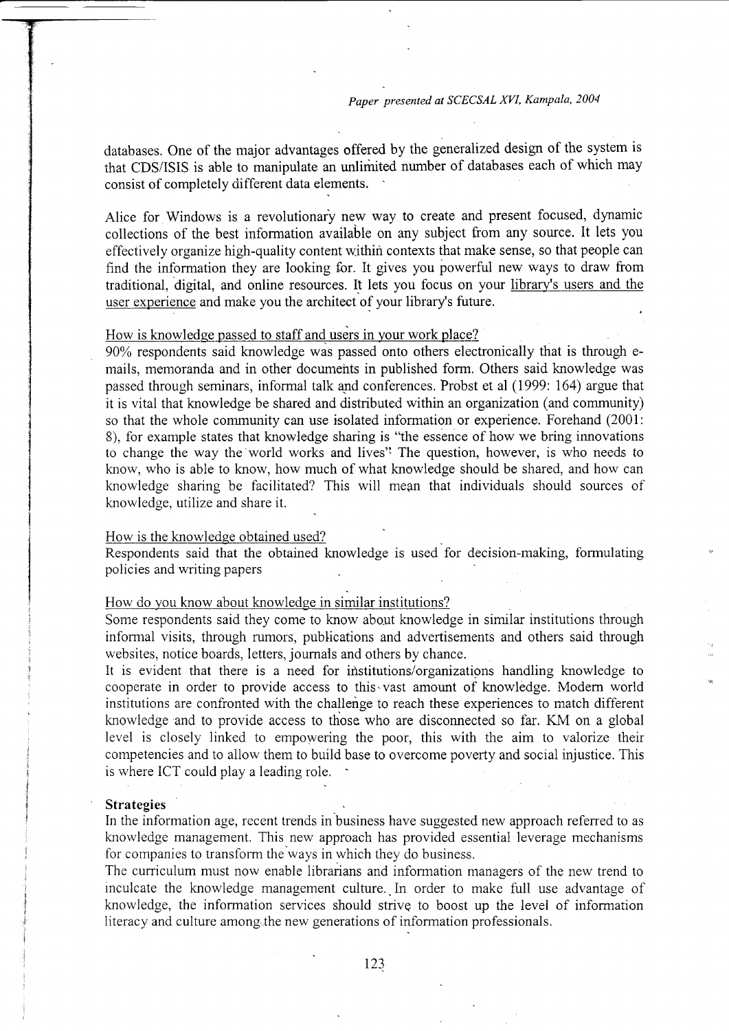databases. One of the major advantages offered by the generalized design of the system is that CDS/ISIS is able to manipulate an unlimited number of databases each of which may consist of completely different data elements.

Alice for Windows is a revolutionary new way to create and present focused, dynamic collections of the best information available on any subject from any source. It lets you effectively organize high-quality content within contexts that make sense, so that people can find the information they are looking for. It gives you powerful new ways to draw from traditional, digital, and online resources. It lets you focus on your <u>library's users and the user experience</u> and make you the architect of your library's future.

<u>How is knowledge passed to staff and users in your work place?</u>

90% respondents said knowledge was passed onto others electronically that is through e-mails, memoranda and in other documents in published form. Others said knowledge was passed through seminars, informal talk and conferences. Probst et al (1999: 164) argue that it is vital that knowledge be shared and distributed within an organization (and community) so that the whole community can use isolated information or experience. Forehand (2001: 8), for example states that knowledge sharing is "the essence of how we bring innovations to change the way the world works and lives" The question, however, is who needs to know, who is able to know, how much of what knowledge should be shared, and how can knowledge sharing be facilitated? This will mean that individuals should sources of knowledge, utilize and share it.

<u>How is the knowledge obtained used?</u>

Respondents said that the obtained knowledge is used for decision-making, formulating policies and writing papers

<u>How do you know about knowledge in similar institutions?</u>

Some respondents said they come to know about knowledge in similar institutions through informal visits, through rumors, publications and advertisements and others said through websites, notice boards, letters, journals and others by chance.

It is evident that there is a need for institutions/organizations handling knowledge to cooperate in order to provide access to this vast amount of knowledge. Modern world institutions are confronted with the challenge to reach these experiences to match different knowledge and to provide access to those who are disconnected so far. KM on a global level is closely linked to empowering the poor, this with the aim to valorize their competencies and to allow them to build base to overcome poverty and social injustice. This is where ICT could play a leading role.

**Strategies**

In the information age, recent trends in business have suggested new approach referred to as knowledge management. This new approach has provided essential leverage mechanisms for companies to transform the ways in which they do business.

The curriculum must now enable librarians and information managers of the new trend to inculcate the knowledge management culture. In order to make full use advantage of knowledge, the information services should strive to boost up the level of information literacy and culture among the new generations of information professionals.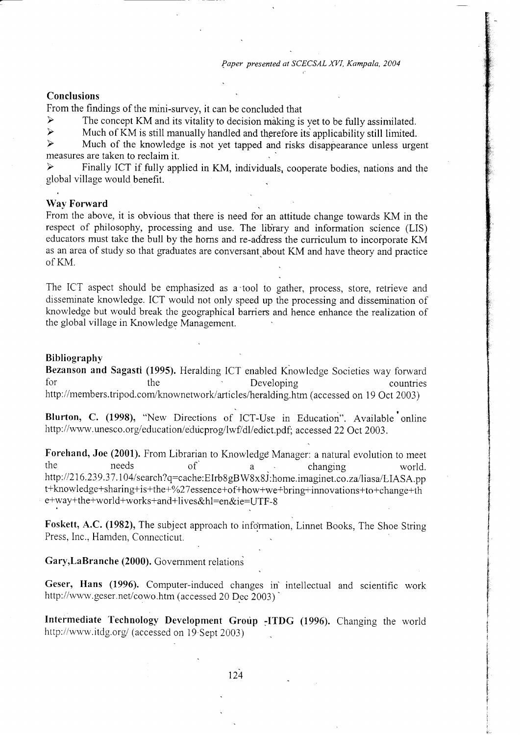## Conclusions

From the findings of the mini-survey, it can be concluded that

- The concept KM and its vitality to decision making is yet to be fully assimilated.
- Much of KM is still manually handled and therefore its applicability still limited.
- Much of the knowledge is not yet tapped and risks disappearance unless urgent measures are taken to reclaim it.
- Finally ICT if fully applied in KM, individuals, cooperate bodies, nations and the global village would benefit.

## Way Forward

From the above, it is obvious that there is need for an attitude change towards KM in the respect of philosophy, processing and use. The library and information science (LIS) educators must take the bull by the horns and re-address the curriculum to incorporate KM as an area of study so that graduates are conversant about KM and have theory and practice of KM.

The ICT aspect should be emphasized as a tool to gather, process, store, retrieve and disseminate knowledge. ICT would not only speed up the processing and dissemination of knowledge but would break the geographical barriers and hence enhance the realization of the global village in Knowledge Management.

## Bibliography

**Bezanson and Sagasti (1995).** Heralding ICT enabled Knowledge Societies way forward for the Developing countries http://members.tripod.com/knownetwork/articles/heralding.htm (accessed on 19 Oct 2003)

**Blurton, C. (1998),** "New Directions of ICT-Use in Education". Available online http://www.unesco.org/education/educprog/lwf/dl/edict.pdf; accessed 22 Oct 2003.

**Forehand, Joe (2001).** From Librarian to Knowledge Manager: a natural evolution to meet the needs of a changing world. http://216.239.37.104/search?q=cache:EIrb8gBW8x8J:home.imaginet.co.za/liasa/LIASA.ppt+knowledge+sharing+is+the+%27essence+of+how+we+bring+innovations+to+change+the+way+the+world+works+and+lives&hl=en&ie=UTF-8

**Foskett, A.C. (1982),** The subject approach to information, Linnet Books, The Shoe String Press, Inc., Hamden, Connecticut.

**Gary,LaBranche (2000).** Government relations

**Geser, Hans (1996).** Computer-induced changes in intellectual and scientific work http://www.geser.net/cowo.htm (accessed 20 Dec 2003)

**Intermediate Technology Development Group -ITDG (1996).** Changing the world http://www.itdg.org/ (accessed on 19 Sept 2003)